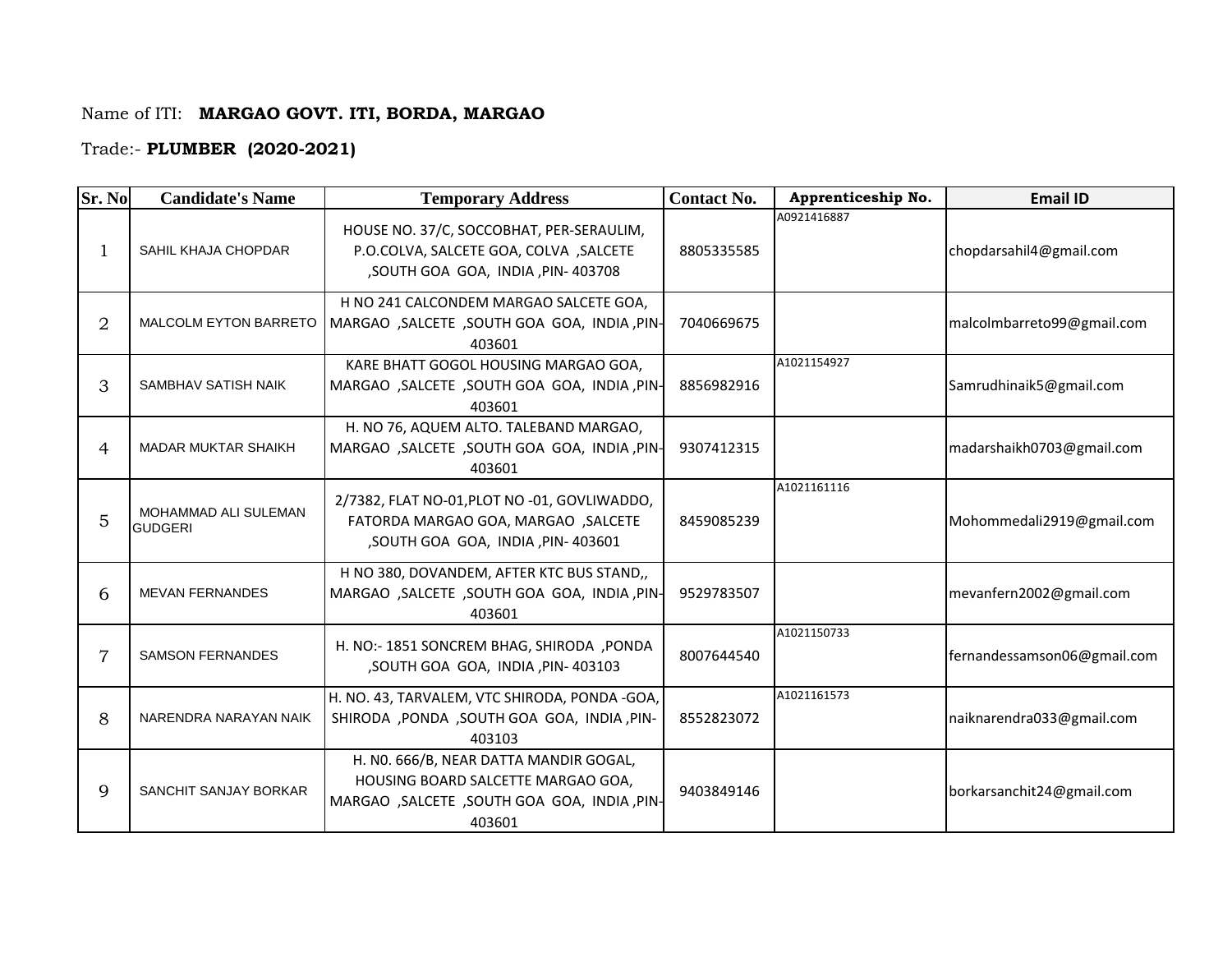Name of ITI: **MARGAO GOVT. ITI, BORDA, MARGAO**

Trade:- **PLUMBER (2020-2021)**

| Sr. No | Candidate's Name | Temporary Address | Contact No. | Apprenticeship No. | Email ID |
|---|---|---|---|---|---|
| 1 | SAHIL KHAJA CHOPDAR | HOUSE NO. 37/C, SOCCOBHAT, PER-SERAULIM, P.O.COLVA, SALCETE GOA, COLVA ,SALCETE ,SOUTH GOA GOA, INDIA ,PIN- 403708 | 8805335585 | A0921416887 | chopdarsahil4@gmail.com |
| 2 | MALCOLM EYTON BARRETO | H NO 241 CALCONDEM MARGAO SALCETE GOA, MARGAO ,SALCETE ,SOUTH GOA GOA, INDIA ,PIN-403601 | 7040669675 | | malcolmbarreto99@gmail.com |
| 3 | SAMBHAV SATISH NAIK | KARE BHATT GOGOL HOUSING MARGAO GOA, MARGAO ,SALCETE ,SOUTH GOA GOA, INDIA ,PIN-403601 | 8856982916 | A1021154927 | Samrudhinaik5@gmail.com |
| 4 | MADAR MUKTAR SHAIKH | H. NO 76, AQUEM ALTO. TALEBAND MARGAO, MARGAO ,SALCETE ,SOUTH GOA GOA, INDIA ,PIN-403601 | 9307412315 | | madarshaikh0703@gmail.com |
| 5 | MOHAMMAD ALI SULEMAN GUDGERI | 2/7382, FLAT NO-01,PLOT NO -01, GOVLIWADDO, FATORDA MARGAO GOA, MARGAO ,SALCETE ,SOUTH GOA GOA, INDIA ,PIN- 403601 | 8459085239 | A1021161116 | Mohommedali2919@gmail.com |
| 6 | MEVAN FERNANDES | H NO 380, DOVANDEM, AFTER KTC BUS STAND,, MARGAO ,SALCETE ,SOUTH GOA GOA, INDIA ,PIN-403601 | 9529783507 | | mevanfern2002@gmail.com |
| 7 | SAMSON FERNANDES | H. NO:- 1851 SONCREM BHAG, SHIRODA ,PONDA ,SOUTH GOA GOA, INDIA ,PIN- 403103 | 8007644540 | A1021150733 | fernandessamson06@gmail.com |
| 8 | NARENDRA NARAYAN NAIK | H. NO. 43, TARVALEM, VTC SHIRODA, PONDA -GOA, SHIRODA ,PONDA ,SOUTH GOA GOA, INDIA ,PIN-403103 | 8552823072 | A1021161573 | naiknarendra033@gmail.com |
| 9 | SANCHIT SANJAY BORKAR | H. N0. 666/B, NEAR DATTA MANDIR GOGAL, HOUSING BOARD SALCETTE MARGAO GOA, MARGAO ,SALCETE ,SOUTH GOA GOA, INDIA ,PIN-403601 | 9403849146 | | borkarsanchit24@gmail.com |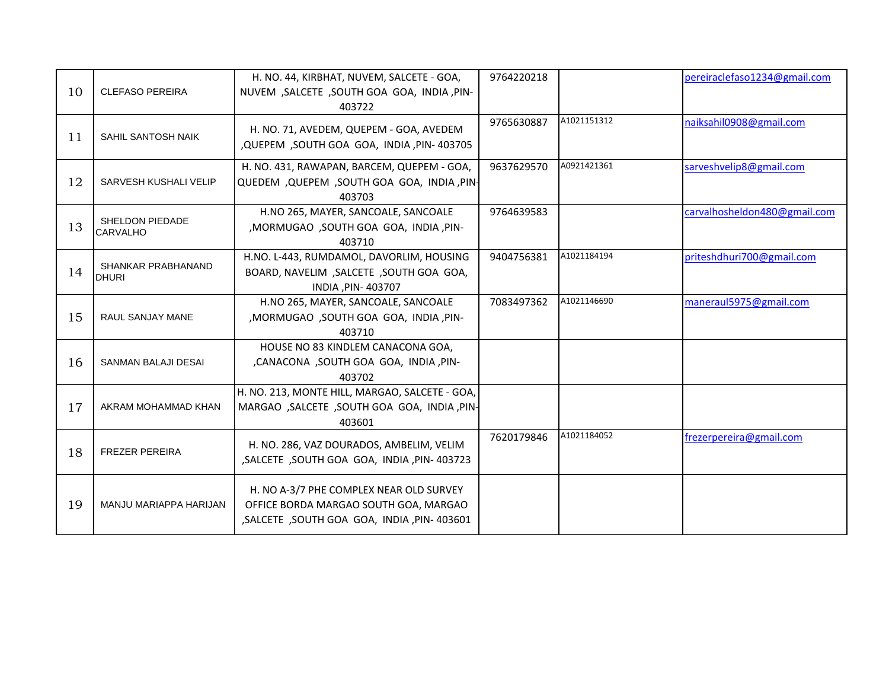| | | | | | |
|---|---|---|---|---|---|
| 10 | CLEFASO PEREIRA | H. NO. 44, KIRBHAT, NUVEM, SALCETE - GOA, NUVEM ,SALCETE ,SOUTH GOA GOA, INDIA ,PIN- 403722 | 9764220218 | | pereiraclefaso1234@gmail.com |
| 11 | SAHIL SANTOSH NAIK | H. NO. 71, AVEDEM, QUEPEM - GOA, AVEDEM ,QUEPEM ,SOUTH GOA GOA, INDIA ,PIN- 403705 | 9765630887 | A1021151312 | naiksahil0908@gmail.com |
| 12 | SARVESH KUSHALI VELIP | H. NO. 431, RAWAPAN, BARCEM, QUEPEM - GOA, QUEDEM ,QUEPEM ,SOUTH GOA GOA, INDIA ,PIN- 403703 | 9637629570 | A0921421361 | sarveshvelip8@gmail.com |
| 13 | SHELDON PIEDADE CARVALHO | H.NO 265, MAYER, SANCOALE, SANCOALE ,MORMUGAO ,SOUTH GOA GOA, INDIA ,PIN- 403710 | 9764639583 | | carvalhosheldon480@gmail.com |
| 14 | SHANKAR PRABHANAND DHURI | H.NO. L-443, RUMDAMOL, DAVORLIM, HOUSING BOARD, NAVELIM ,SALCETE ,SOUTH GOA GOA, INDIA ,PIN- 403707 | 9404756381 | A1021184194 | priteshdhuri700@gmail.com |
| 15 | RAUL SANJAY MANE | H.NO 265, MAYER, SANCOALE, SANCOALE ,MORMUGAO ,SOUTH GOA GOA, INDIA ,PIN- 403710 | 7083497362 | A1021146690 | maneraul5975@gmail.com |
| 16 | SANMAN BALAJI DESAI | HOUSE NO 83 KINDLEM CANACONA GOA, ,CANACONA ,SOUTH GOA GOA, INDIA ,PIN- 403702 | | | |
| 17 | AKRAM MOHAMMAD KHAN | H. NO. 213, MONTE HILL, MARGAO, SALCETE - GOA, MARGAO ,SALCETE ,SOUTH GOA GOA, INDIA ,PIN- 403601 | | | |
| 18 | FREZER PEREIRA | H. NO. 286, VAZ DOURADOS, AMBELIM, VELIM ,SALCETE ,SOUTH GOA GOA, INDIA ,PIN- 403723 | 7620179846 | A1021184052 | frezerpereira@gmail.com |
| 19 | MANJU MARIAPPA HARIJAN | H. NO A-3/7 PHE COMPLEX NEAR OLD SURVEY OFFICE BORDA MARGAO SOUTH GOA, MARGAO ,SALCETE ,SOUTH GOA GOA, INDIA ,PIN- 403601 | | | |